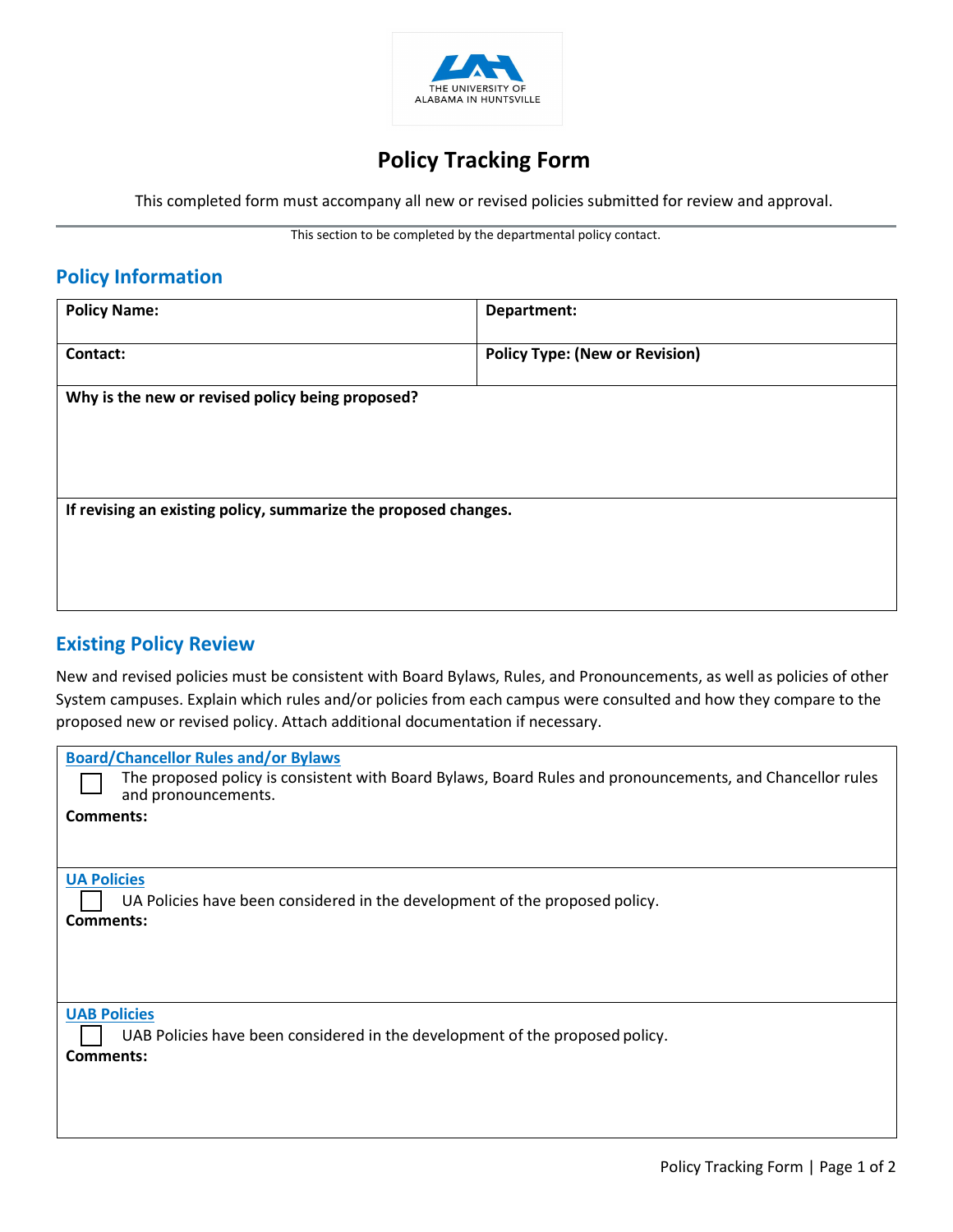THE UNIVERSITY OF ALABAMA IN HUNTSVILLE

# Policy Tracking Form

This completed form must accompany all new or revised policies submitted for review and approval.

This section to be completed by the departmental policy contact.

## Policy Information

| **Policy Name:** | **Department:** |
|---|---|
| **Contact:** | **Policy Type: (New or Revision)** |
| **Why is the new or revised policy being proposed?** | |
| **If revising an existing policy, summarize the proposed changes.** | |

## Existing Policy Review

New and revised policies must be consistent with Board Bylaws, Rules, and Pronouncements, as well as policies of other System campuses. Explain which rules and/or policies from each campus were consulted and how they compare to the proposed new or revised policy. Attach additional documentation if necessary.

**Board/Chancellor Rules and/or Bylaws**

☐ The proposed policy is consistent with Board Bylaws, Board Rules and pronouncements, and Chancellor rules and pronouncements.

**Comments:**

**UA Policies**

☐ UA Policies have been considered in the development of the proposed policy.

**Comments:**

**UAB Policies**

☐ UAB Policies have been considered in the development of the proposed policy.

**Comments:**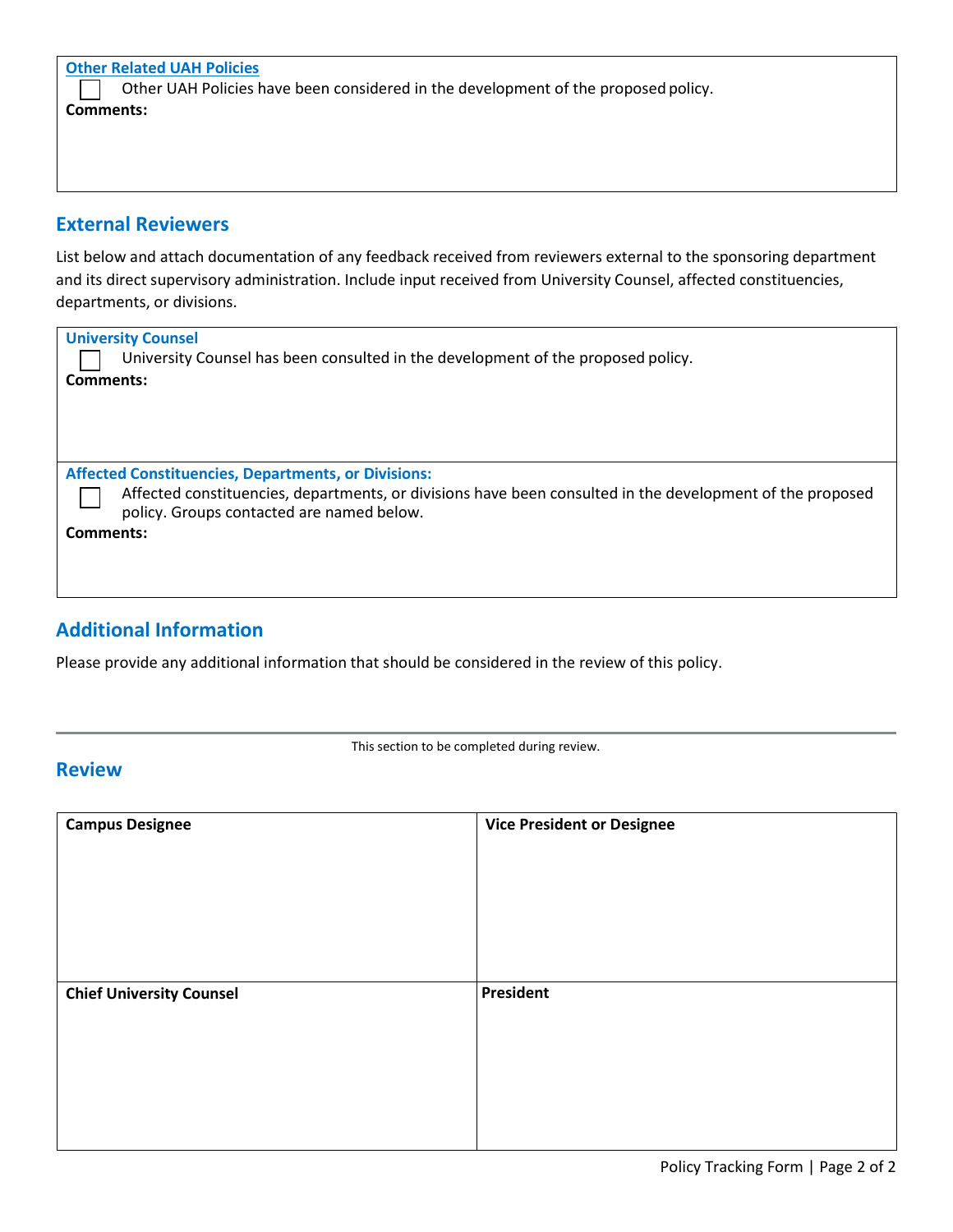**Other Related UAH Policies**

☐ Other UAH Policies have been considered in the development of the proposed policy.

**Comments:**

## External Reviewers

List below and attach documentation of any feedback received from reviewers external to the sponsoring department and its direct supervisory administration. Include input received from University Counsel, affected constituencies, departments, or divisions.

**University Counsel**

☐ University Counsel has been consulted in the development of the proposed policy.

**Comments:**

**Affected Constituencies, Departments, or Divisions:**

☐ Affected constituencies, departments, or divisions have been consulted in the development of the proposed policy. Groups contacted are named below.

**Comments:**

## Additional Information

Please provide any additional information that should be considered in the review of this policy.

---

This section to be completed during review.

## Review

| | |
|---|---|
| **Campus Designee** | **Vice President or Designee** |
| **Chief University Counsel** | **President** |